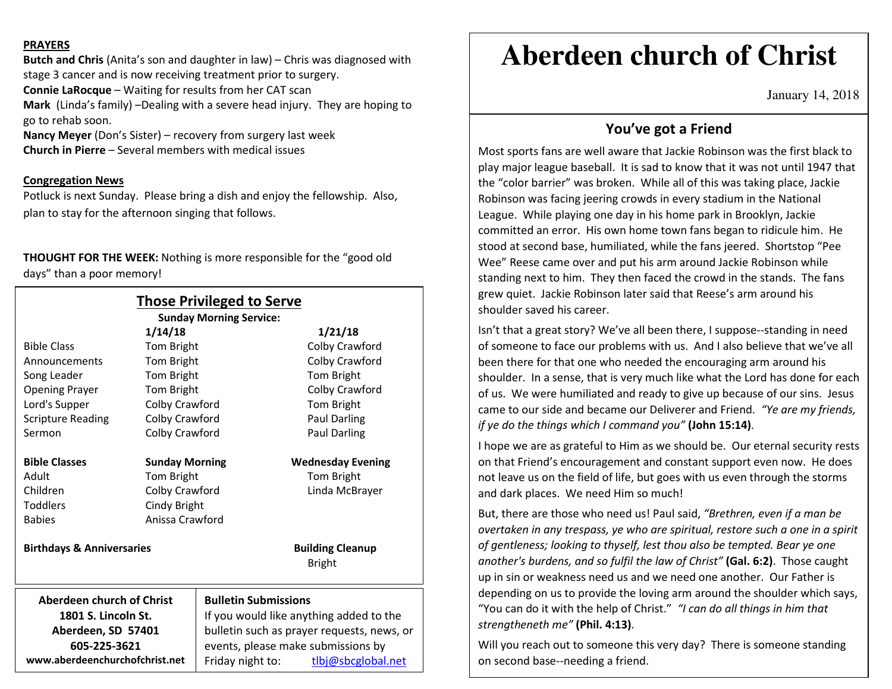# Aberdeen church of Christ

January 14, 2018

## You've got a Friend

Most sports fans are well aware that Jackie Robinson was the first black to play major league baseball. It is sad to know that it was not until 1947 that the "color barrier" was broken. While all of this was taking place, Jackie Robinson was facing jeering crowds in every stadium in the National League. While playing one day in his home park in Brooklyn, Jackie committed an error. His own home town fans began to ridicule him. He stood at second base, humiliated, while the fans jeered. Shortstop "Pee Wee" Reese came over and put his arm around Jackie Robinson while standing next to him. They then faced the crowd in the stands. The fans grew quiet. Jackie Robinson later said that Reese's arm around his shoulder saved his career.

Isn't that a great story? We've all been there, I suppose--standing in need of someone to face our problems with us. And I also believe that we've all been there for that one who needed the encouraging arm around his shoulder. In a sense, that is very much like what the Lord has done for each of us. We were humiliated and ready to give up because of our sins. Jesus came to our side and became our Deliverer and Friend. *"Ye are my friends, if ye do the things which I command you"* **(John 15:14)**.

I hope we are as grateful to Him as we should be. Our eternal security rests on that Friend's encouragement and constant support even now. He does not leave us on the field of life, but goes with us even through the storms and dark places. We need Him so much!

But, there are those who need us! Paul said, *"Brethren, even if a man be overtaken in any trespass, ye who are spiritual, restore such a one in a spirit of gentleness; looking to thyself, lest thou also be tempted. Bear ye one another's burdens, and so fulfil the law of Christ"* **(Gal. 6:2)**. Those caught up in sin or weakness need us and we need one another. Our Father is depending on us to provide the loving arm around the shoulder which says, "You can do it with the help of Christ." *"I can do all things in him that strengtheneth me"* **(Phil. 4:13)**.

Will you reach out to someone this very day? There is someone standing on second base--needing a friend.

**PRAYERS**

**Butch and Chris** (Anita's son and daughter in law) – Chris was diagnosed with stage 3 cancer and is now receiving treatment prior to surgery.
**Connie LaRocque** – Waiting for results from her CAT scan
**Mark** (Linda's family) –Dealing with a severe head injury. They are hoping to go to rehab soon.
**Nancy Meyer** (Don's Sister) – recovery from surgery last week
**Church in Pierre** – Several members with medical issues

**Congregation News**

Potluck is next Sunday. Please bring a dish and enjoy the fellowship. Also, plan to stay for the afternoon singing that follows.

**THOUGHT FOR THE WEEK:** Nothing is more responsible for the "good old days" than a poor memory!

## Those Privileged to Serve

**Sunday Morning Service:**

| | 1/14/18 | 1/21/18 |
|---|---|---|
| Bible Class | Tom Bright | Colby Crawford |
| Announcements | Tom Bright | Colby Crawford |
| Song Leader | Tom Bright | Tom Bright |
| Opening Prayer | Tom Bright | Colby Crawford |
| Lord's Supper | Colby Crawford | Tom Bright |
| Scripture Reading | Colby Crawford | Paul Darling |
| Sermon | Colby Crawford | Paul Darling |

| **Bible Classes** | **Sunday Morning** | **Wednesday Evening** |
|---|---|---|
| Adult | Tom Bright | Tom Bright |
| Children | Colby Crawford | Linda McBrayer |
| Toddlers | Cindy Bright | |
| Babies | Anissa Crawford | |

**Birthdays & Anniversaries**

**Building Cleanup**
Bright

**Aberdeen church of Christ**
**1801 S. Lincoln St.**
**Aberdeen, SD 57401**
**605-225-3621**
**www.aberdeenchurchofchrist.net**

**Bulletin Submissions**
If you would like anything added to the bulletin such as prayer requests, news, or events, please make submissions by Friday night to: tlbj@sbcglobal.net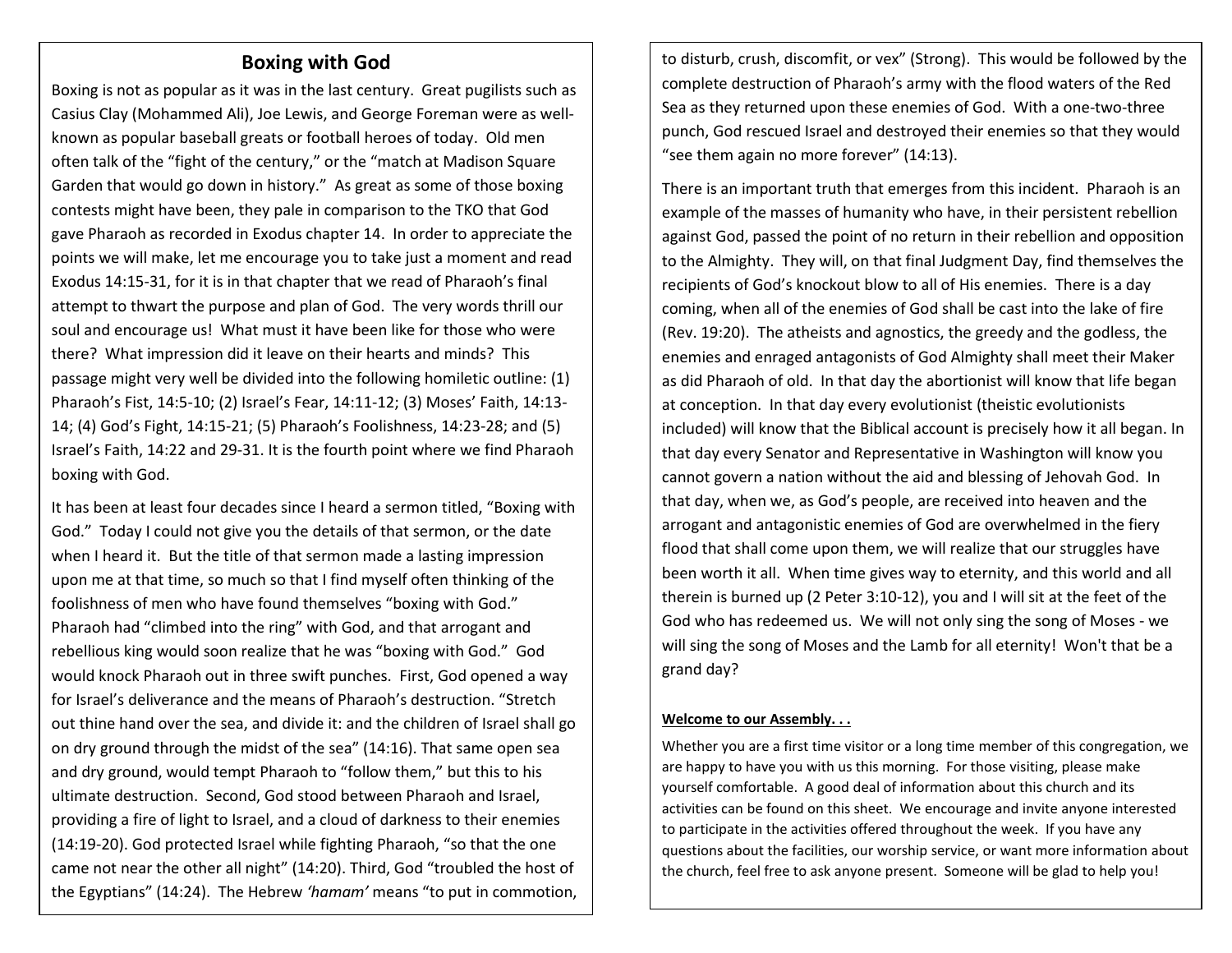## Boxing with God

Boxing is not as popular as it was in the last century. Great pugilists such as Casius Clay (Mohammed Ali), Joe Lewis, and George Foreman were as well-known as popular baseball greats or football heroes of today. Old men often talk of the "fight of the century," or the "match at Madison Square Garden that would go down in history." As great as some of those boxing contests might have been, they pale in comparison to the TKO that God gave Pharaoh as recorded in Exodus chapter 14. In order to appreciate the points we will make, let me encourage you to take just a moment and read Exodus 14:15-31, for it is in that chapter that we read of Pharaoh's final attempt to thwart the purpose and plan of God. The very words thrill our soul and encourage us! What must it have been like for those who were there? What impression did it leave on their hearts and minds? This passage might very well be divided into the following homiletic outline: (1) Pharaoh's Fist, 14:5-10; (2) Israel's Fear, 14:11-12; (3) Moses' Faith, 14:13-14; (4) God's Fight, 14:15-21; (5) Pharaoh's Foolishness, 14:23-28; and (5) Israel's Faith, 14:22 and 29-31. It is the fourth point where we find Pharaoh boxing with God.

It has been at least four decades since I heard a sermon titled, "Boxing with God." Today I could not give you the details of that sermon, or the date when I heard it. But the title of that sermon made a lasting impression upon me at that time, so much so that I find myself often thinking of the foolishness of men who have found themselves "boxing with God." Pharaoh had "climbed into the ring" with God, and that arrogant and rebellious king would soon realize that he was "boxing with God." God would knock Pharaoh out in three swift punches. First, God opened a way for Israel's deliverance and the means of Pharaoh's destruction. "Stretch out thine hand over the sea, and divide it: and the children of Israel shall go on dry ground through the midst of the sea" (14:16). That same open sea and dry ground, would tempt Pharaoh to "follow them," but this to his ultimate destruction. Second, God stood between Pharaoh and Israel, providing a fire of light to Israel, and a cloud of darkness to their enemies (14:19-20). God protected Israel while fighting Pharaoh, "so that the one came not near the other all night" (14:20). Third, God "troubled the host of the Egyptians" (14:24). The Hebrew *'hamam'* means "to put in commotion, to disturb, crush, discomfit, or vex" (Strong). This would be followed by the complete destruction of Pharaoh's army with the flood waters of the Red Sea as they returned upon these enemies of God. With a one-two-three punch, God rescued Israel and destroyed their enemies so that they would "see them again no more forever" (14:13).

There is an important truth that emerges from this incident. Pharaoh is an example of the masses of humanity who have, in their persistent rebellion against God, passed the point of no return in their rebellion and opposition to the Almighty. They will, on that final Judgment Day, find themselves the recipients of God's knockout blow to all of His enemies. There is a day coming, when all of the enemies of God shall be cast into the lake of fire (Rev. 19:20). The atheists and agnostics, the greedy and the godless, the enemies and enraged antagonists of God Almighty shall meet their Maker as did Pharaoh of old. In that day the abortionist will know that life began at conception. In that day every evolutionist (theistic evolutionists included) will know that the Biblical account is precisely how it all began. In that day every Senator and Representative in Washington will know you cannot govern a nation without the aid and blessing of Jehovah God. In that day, when we, as God's people, are received into heaven and the arrogant and antagonistic enemies of God are overwhelmed in the fiery flood that shall come upon them, we will realize that our struggles have been worth it all. When time gives way to eternity, and this world and all therein is burned up (2 Peter 3:10-12), you and I will sit at the feet of the God who has redeemed us. We will not only sing the song of Moses - we will sing the song of Moses and the Lamb for all eternity! Won't that be a grand day?

**Welcome to our Assembly. . .**

Whether you are a first time visitor or a long time member of this congregation, we are happy to have you with us this morning. For those visiting, please make yourself comfortable. A good deal of information about this church and its activities can be found on this sheet. We encourage and invite anyone interested to participate in the activities offered throughout the week. If you have any questions about the facilities, our worship service, or want more information about the church, feel free to ask anyone present. Someone will be glad to help you!